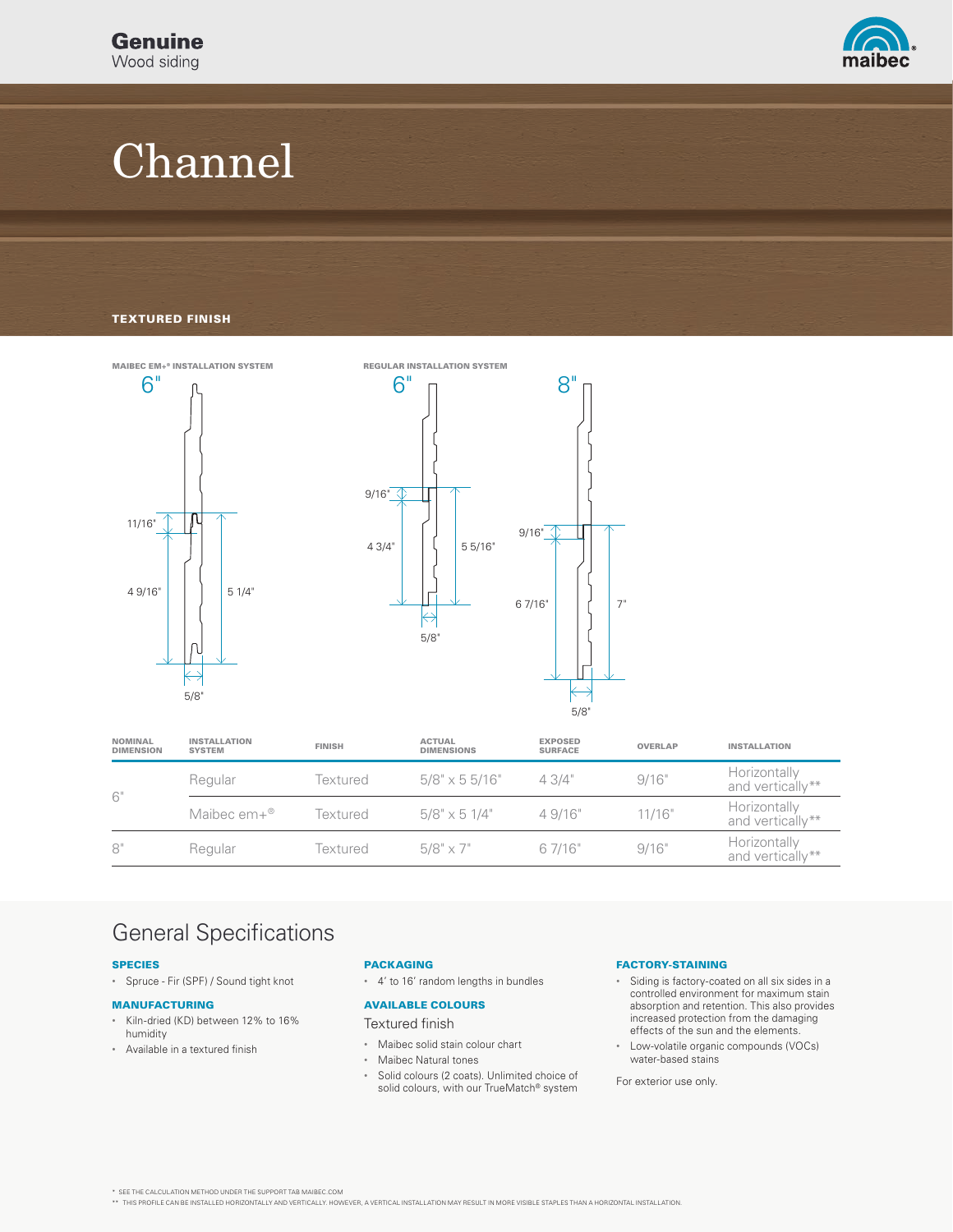Genuine
Wood siding

# Channel

**TEXTURED FINISH**

MAIBEC EM+® INSTALLATION SYSTEM

6"

11/16"
4 9/16"
5 1/4"
5/8"

REGULAR INSTALLATION SYSTEM

6"

9/16"
4 3/4"
5 5/16"
5/8"

8"

9/16"
6 7/16"
7"
5/8"

| NOMINAL DIMENSION | INSTALLATION SYSTEM | FINISH | ACTUAL DIMENSIONS | EXPOSED SURFACE | OVERLAP | INSTALLATION |
|---|---|---|---|---|---|---|
| 6" | Regular | Textured | 5/8" x 5 5/16" | 4 3/4" | 9/16" | Horizontally and vertically** |
| | Maibec em+® | Textured | 5/8" x 5 1/4" | 4 9/16" | 11/16" | Horizontally and vertically** |
| 8" | Regular | Textured | 5/8" x 7" | 6 7/16" | 9/16" | Horizontally and vertically** |

## General Specifications

### SPECIES

- Spruce - Fir (SPF) / Sound tight knot

### MANUFACTURING

- Kiln-dried (KD) between 12% to 16% humidity
- Available in a textured finish

### PACKAGING

- 4' to 16' random lengths in bundles

### AVAILABLE COLOURS

Textured finish

- Maibec solid stain colour chart
- Maibec Natural tones
- Solid colours (2 coats). Unlimited choice of solid colours, with our TrueMatch® system

### FACTORY-STAINING

- Siding is factory-coated on all six sides in a controlled environment for maximum stain absorption and retention. This also provides increased protection from the damaging effects of the sun and the elements.
- Low-volatile organic compounds (VOCs) water-based stains

For exterior use only.

* SEE THE CALCULATION METHOD UNDER THE SUPPORT TAB MAIBEC.COM
** THIS PROFILE CAN BE INSTALLED HORIZONTALLY AND VERTICALLY. HOWEVER, A VERTICAL INSTALLATION MAY RESULT IN MORE VISIBLE STAPLES THAN A HORIZONTAL INSTALLATION.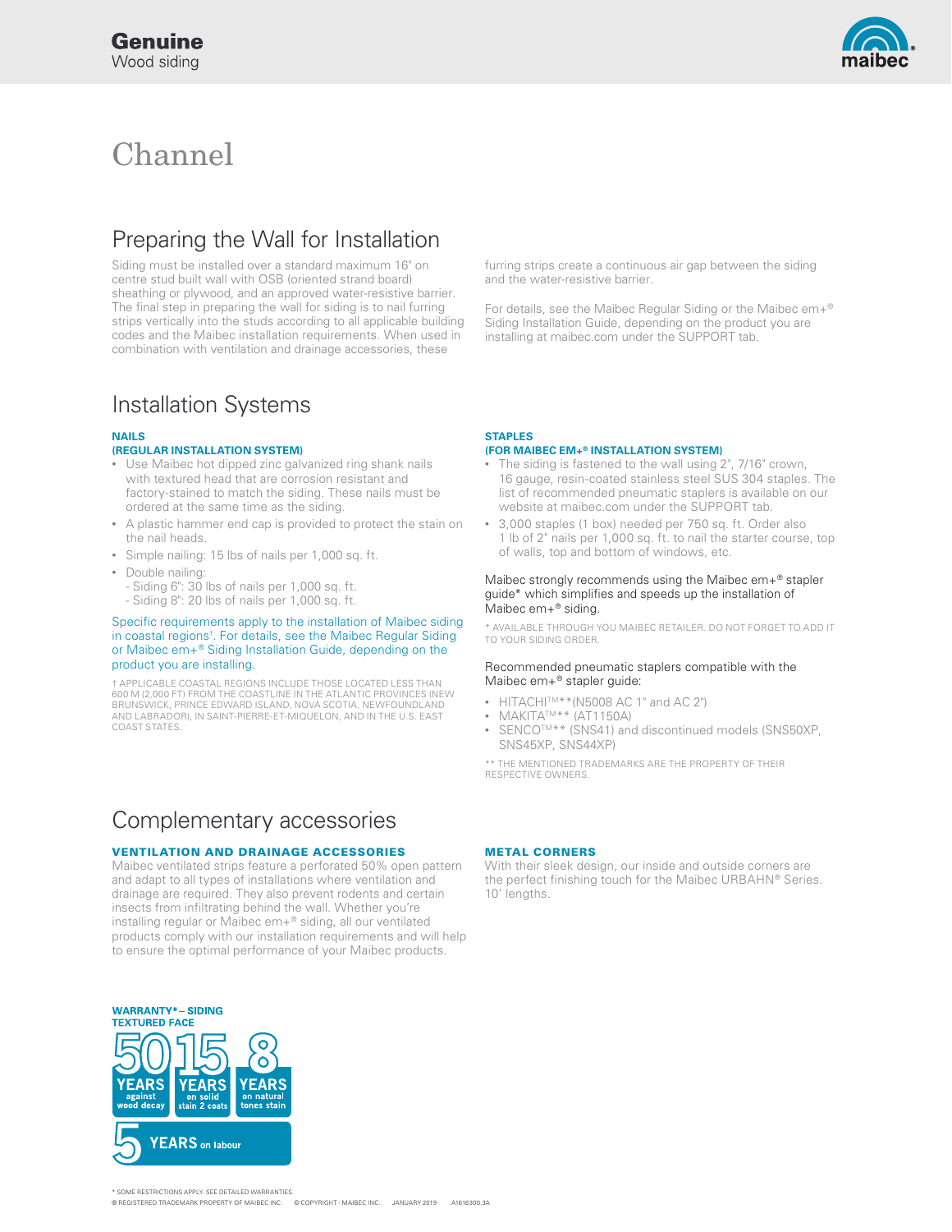# Channel

## Preparing the Wall for Installation

Siding must be installed over a standard maximum 16" on centre stud built wall with OSB (oriented strand board) sheathing or plywood, and an approved water-resistive barrier. The final step in preparing the wall for siding is to nail furring strips vertically into the studs according to all applicable building codes and the Maibec installation requirements. When used in combination with ventilation and drainage accessories, these furring strips create a continuous air gap between the siding and the water-resistive barrier.

For details, see the Maibec Regular Siding or the Maibec em+® Siding Installation Guide, depending on the product you are installing at maibec.com under the SUPPORT tab.

## Installation Systems

### NAILS
### (REGULAR INSTALLATION SYSTEM)

- Use Maibec hot dipped zinc galvanized ring shank nails with textured head that are corrosion resistant and factory-stained to match the siding. These nails must be ordered at the same time as the siding.
- A plastic hammer end cap is provided to protect the stain on the nail heads.
- Simple nailing: 15 lbs of nails per 1,000 sq. ft.
- Double nailing:
  - Siding 6": 30 lbs of nails per 1,000 sq. ft.
  - Siding 8": 20 lbs of nails per 1,000 sq. ft.

Specific requirements apply to the installation of Maibec siding in coastal regions†. For details, see the Maibec Regular Siding or Maibec em+® Siding Installation Guide, depending on the product you are installing.

† APPLICABLE COASTAL REGIONS INCLUDE THOSE LOCATED LESS THAN 600 M (2,000 FT) FROM THE COASTLINE IN THE ATLANTIC PROVINCES (NEW BRUNSWICK, PRINCE EDWARD ISLAND, NOVA SCOTIA, NEWFOUNDLAND AND LABRADOR), IN SAINT-PIERRE-ET-MIQUELON, AND IN THE U.S. EAST COAST STATES.

### STAPLES
### (FOR MAIBEC EM+® INSTALLATION SYSTEM)

- The siding is fastened to the wall using 2", 7/16" crown, 16 gauge, resin-coated stainless steel SUS 304 staples. The list of recommended pneumatic staplers is available on our website at maibec.com under the SUPPORT tab.
- 3,000 staples (1 box) needed per 750 sq. ft. Order also 1 lb of 2" nails per 1,000 sq. ft. to nail the starter course, top of walls, top and bottom of windows, etc.

Maibec strongly recommends using the Maibec em+® stapler guide* which simplifies and speeds up the installation of Maibec em+® siding.

* AVAILABLE THROUGH YOU MAIBEC RETAILER. DO NOT FORGET TO ADD IT TO YOUR SIDING ORDER.

Recommended pneumatic staplers compatible with the Maibec em+® stapler guide:

- HITACHI™** (N5008 AC 1" and AC 2")
- MAKITA™** (AT1150A)
- SENCO™** (SNS41) and discontinued models (SNS50XP, SNS45XP, SNS44XP)

** THE MENTIONED TRADEMARKS ARE THE PROPERTY OF THEIR RESPECTIVE OWNERS.

## Complementary accessories

### VENTILATION AND DRAINAGE ACCESSORIES

Maibec ventilated strips feature a perforated 50% open pattern and adapt to all types of installations where ventilation and drainage are required. They also prevent rodents and certain insects from infiltrating behind the wall. Whether you're installing regular or Maibec em+® siding, all our ventilated products comply with our installation requirements and will help to ensure the optimal performance of your Maibec products.

### METAL CORNERS

With their sleek design, our inside and outside corners are the perfect finishing touch for the Maibec URBAHN® Series. 10' lengths.

**WARRANTY* – SIDING**
**TEXTURED FACE**

50 YEARS against wood decay

15 YEARS on solid stain 2 coats

8 YEARS on natural tones stain

5 YEARS on labour

* SOME RESTRICTIONS APPLY. SEE DETAILED WARRANTIES.

® REGISTERED TRADEMARK PROPERTY OF MAIBEC INC. © COPYRIGHT - MAIBEC INC. JANUARY 2019 A1616300.3A